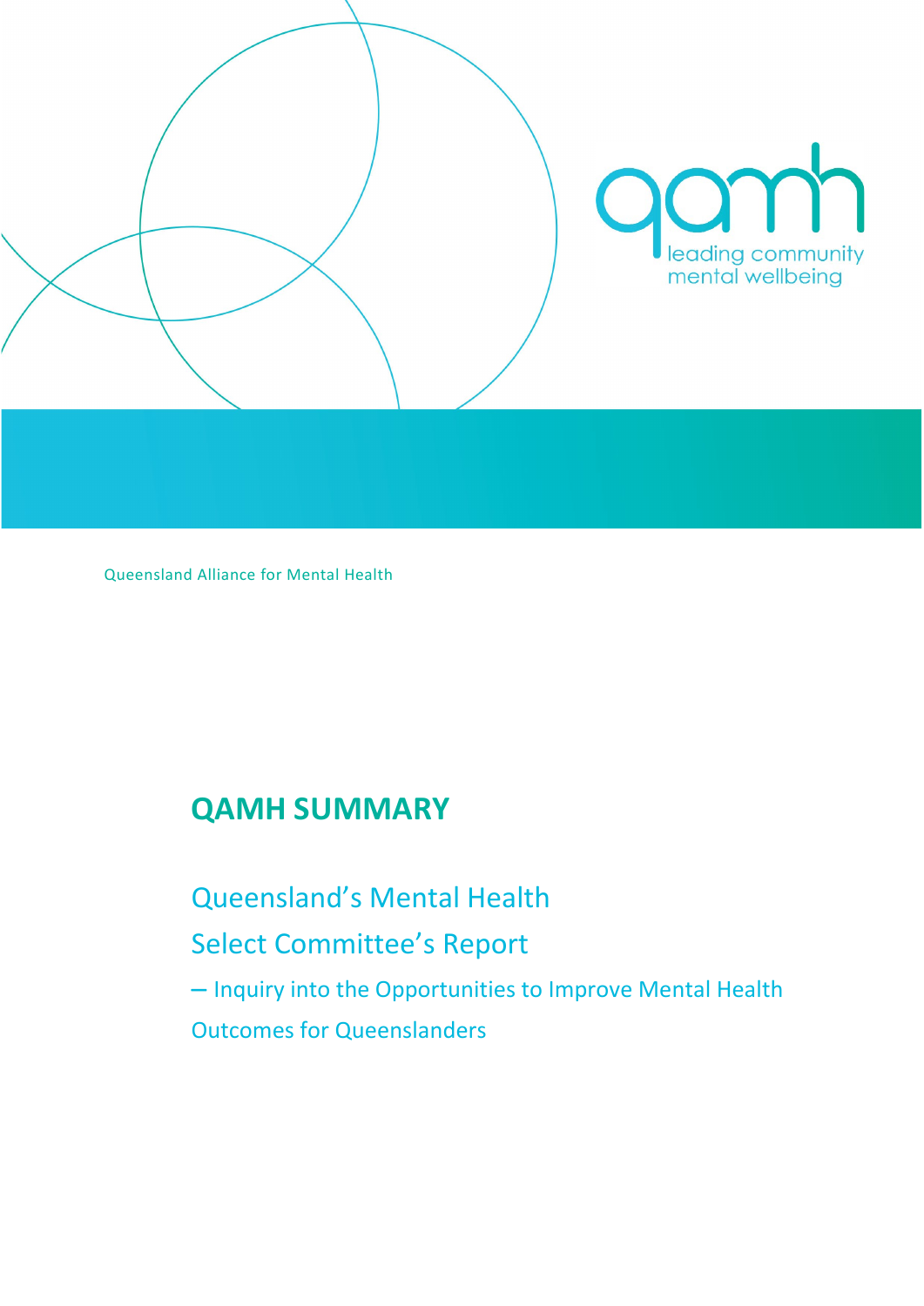qamh
leading community mental wellbeing

Queensland Alliance for Mental Health

# QAMH SUMMARY

## Queensland's Mental Health Select Committee's Report

### – Inquiry into the Opportunities to Improve Mental Health Outcomes for Queenslanders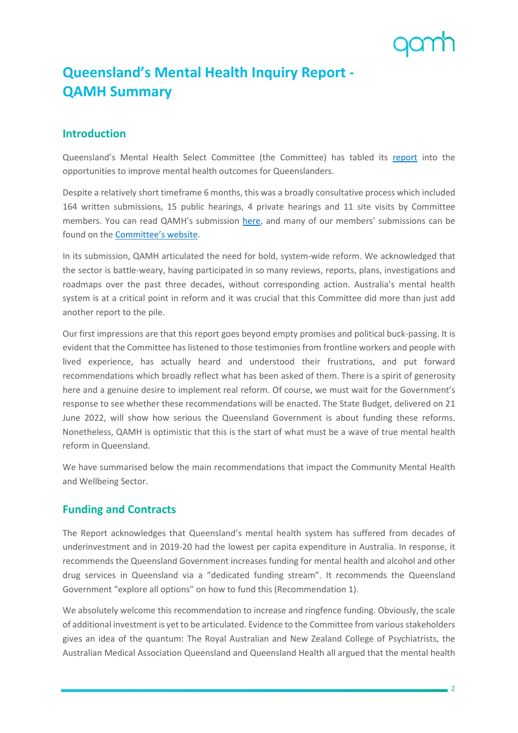# Queensland's Mental Health Inquiry Report - QAMH Summary

## Introduction

Queensland's Mental Health Select Committee (the Committee) has tabled its report into the opportunities to improve mental health outcomes for Queenslanders.

Despite a relatively short timeframe 6 months, this was a broadly consultative process which included 164 written submissions, 15 public hearings, 4 private hearings and 11 site visits by Committee members. You can read QAMH's submission here, and many of our members' submissions can be found on the Committee's website.

In its submission, QAMH articulated the need for bold, system-wide reform. We acknowledged that the sector is battle-weary, having participated in so many reviews, reports, plans, investigations and roadmaps over the past three decades, without corresponding action. Australia's mental health system is at a critical point in reform and it was crucial that this Committee did more than just add another report to the pile.

Our first impressions are that this report goes beyond empty promises and political buck-passing. It is evident that the Committee has listened to those testimonies from frontline workers and people with lived experience, has actually heard and understood their frustrations, and put forward recommendations which broadly reflect what has been asked of them. There is a spirit of generosity here and a genuine desire to implement real reform. Of course, we must wait for the Government's response to see whether these recommendations will be enacted. The State Budget, delivered on 21 June 2022, will show how serious the Queensland Government is about funding these reforms. Nonetheless, QAMH is optimistic that this is the start of what must be a wave of true mental health reform in Queensland.

We have summarised below the main recommendations that impact the Community Mental Health and Wellbeing Sector.

## Funding and Contracts

The Report acknowledges that Queensland's mental health system has suffered from decades of underinvestment and in 2019-20 had the lowest per capita expenditure in Australia. In response, it recommends the Queensland Government increases funding for mental health and alcohol and other drug services in Queensland via a "dedicated funding stream". It recommends the Queensland Government "explore all options" on how to fund this (Recommendation 1).

We absolutely welcome this recommendation to increase and ringfence funding. Obviously, the scale of additional investment is yet to be articulated. Evidence to the Committee from various stakeholders gives an idea of the quantum: The Royal Australian and New Zealand College of Psychiatrists, the Australian Medical Association Queensland and Queensland Health all argued that the mental health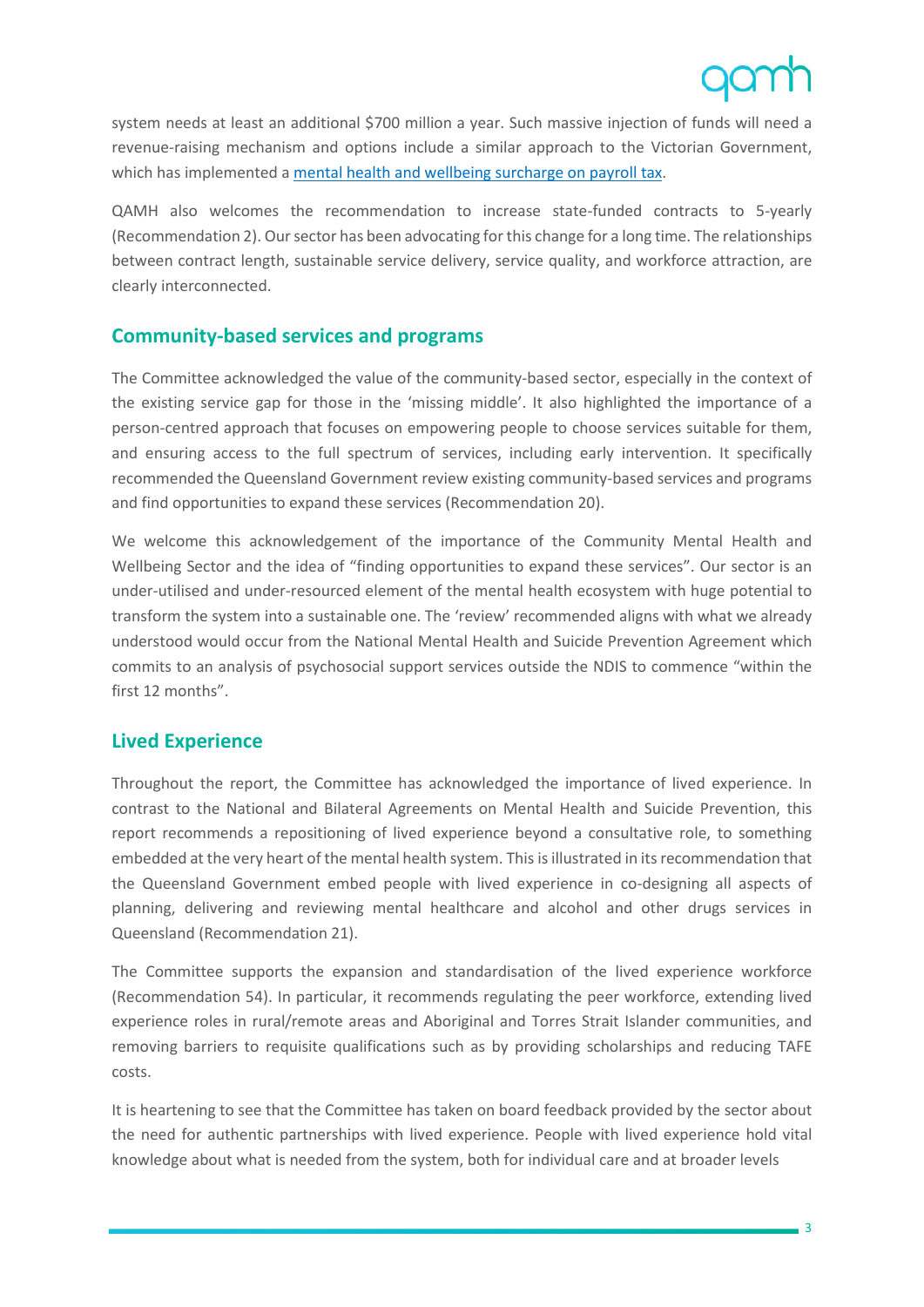system needs at least an additional $700 million a year. Such massive injection of funds will need a revenue-raising mechanism and options include a similar approach to the Victorian Government, which has implemented a [mental health and wellbeing surcharge on payroll tax](#).

QAMH also welcomes the recommendation to increase state-funded contracts to 5-yearly (Recommendation 2). Our sector has been advocating for this change for a long time. The relationships between contract length, sustainable service delivery, service quality, and workforce attraction, are clearly interconnected.

## Community-based services and programs

The Committee acknowledged the value of the community-based sector, especially in the context of the existing service gap for those in the 'missing middle'. It also highlighted the importance of a person-centred approach that focuses on empowering people to choose services suitable for them, and ensuring access to the full spectrum of services, including early intervention. It specifically recommended the Queensland Government review existing community-based services and programs and find opportunities to expand these services (Recommendation 20).

We welcome this acknowledgement of the importance of the Community Mental Health and Wellbeing Sector and the idea of "finding opportunities to expand these services". Our sector is an under-utilised and under-resourced element of the mental health ecosystem with huge potential to transform the system into a sustainable one. The 'review' recommended aligns with what we already understood would occur from the National Mental Health and Suicide Prevention Agreement which commits to an analysis of psychosocial support services outside the NDIS to commence "within the first 12 months".

## Lived Experience

Throughout the report, the Committee has acknowledged the importance of lived experience. In contrast to the National and Bilateral Agreements on Mental Health and Suicide Prevention, this report recommends a repositioning of lived experience beyond a consultative role, to something embedded at the very heart of the mental health system. This is illustrated in its recommendation that the Queensland Government embed people with lived experience in co-designing all aspects of planning, delivering and reviewing mental healthcare and alcohol and other drugs services in Queensland (Recommendation 21).

The Committee supports the expansion and standardisation of the lived experience workforce (Recommendation 54). In particular, it recommends regulating the peer workforce, extending lived experience roles in rural/remote areas and Aboriginal and Torres Strait Islander communities, and removing barriers to requisite qualifications such as by providing scholarships and reducing TAFE costs.

It is heartening to see that the Committee has taken on board feedback provided by the sector about the need for authentic partnerships with lived experience. People with lived experience hold vital knowledge about what is needed from the system, both for individual care and at broader levels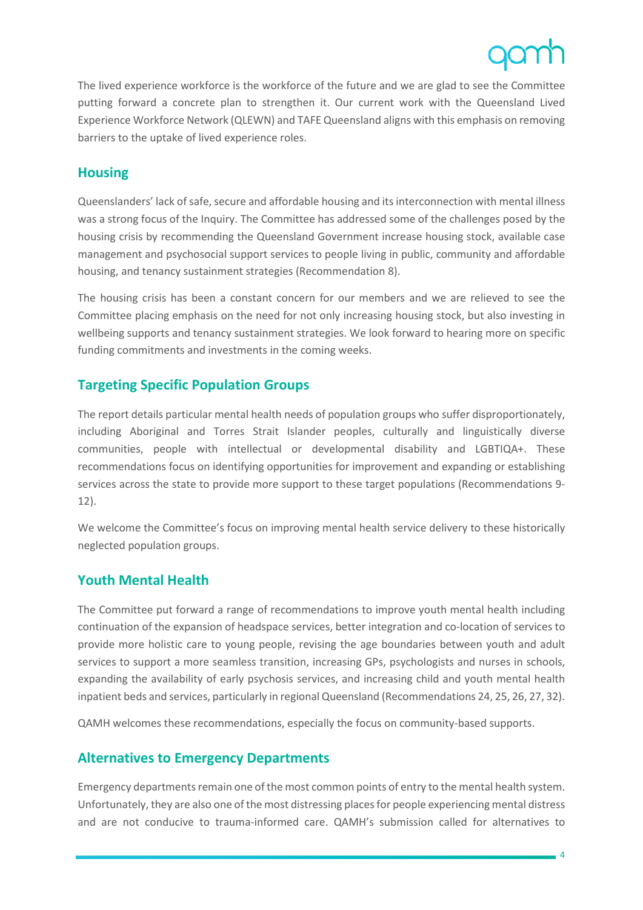The lived experience workforce is the workforce of the future and we are glad to see the Committee putting forward a concrete plan to strengthen it. Our current work with the Queensland Lived Experience Workforce Network (QLEWN) and TAFE Queensland aligns with this emphasis on removing barriers to the uptake of lived experience roles.

## Housing

Queenslanders' lack of safe, secure and affordable housing and its interconnection with mental illness was a strong focus of the Inquiry. The Committee has addressed some of the challenges posed by the housing crisis by recommending the Queensland Government increase housing stock, available case management and psychosocial support services to people living in public, community and affordable housing, and tenancy sustainment strategies (Recommendation 8).

The housing crisis has been a constant concern for our members and we are relieved to see the Committee placing emphasis on the need for not only increasing housing stock, but also investing in wellbeing supports and tenancy sustainment strategies. We look forward to hearing more on specific funding commitments and investments in the coming weeks.

## Targeting Specific Population Groups

The report details particular mental health needs of population groups who suffer disproportionately, including Aboriginal and Torres Strait Islander peoples, culturally and linguistically diverse communities, people with intellectual or developmental disability and LGBTIQA+. These recommendations focus on identifying opportunities for improvement and expanding or establishing services across the state to provide more support to these target populations (Recommendations 9-12).

We welcome the Committee's focus on improving mental health service delivery to these historically neglected population groups.

## Youth Mental Health

The Committee put forward a range of recommendations to improve youth mental health including continuation of the expansion of headspace services, better integration and co-location of services to provide more holistic care to young people, revising the age boundaries between youth and adult services to support a more seamless transition, increasing GPs, psychologists and nurses in schools, expanding the availability of early psychosis services, and increasing child and youth mental health inpatient beds and services, particularly in regional Queensland (Recommendations 24, 25, 26, 27, 32).

QAMH welcomes these recommendations, especially the focus on community-based supports.

## Alternatives to Emergency Departments

Emergency departments remain one of the most common points of entry to the mental health system. Unfortunately, they are also one of the most distressing places for people experiencing mental distress and are not conducive to trauma-informed care. QAMH's submission called for alternatives to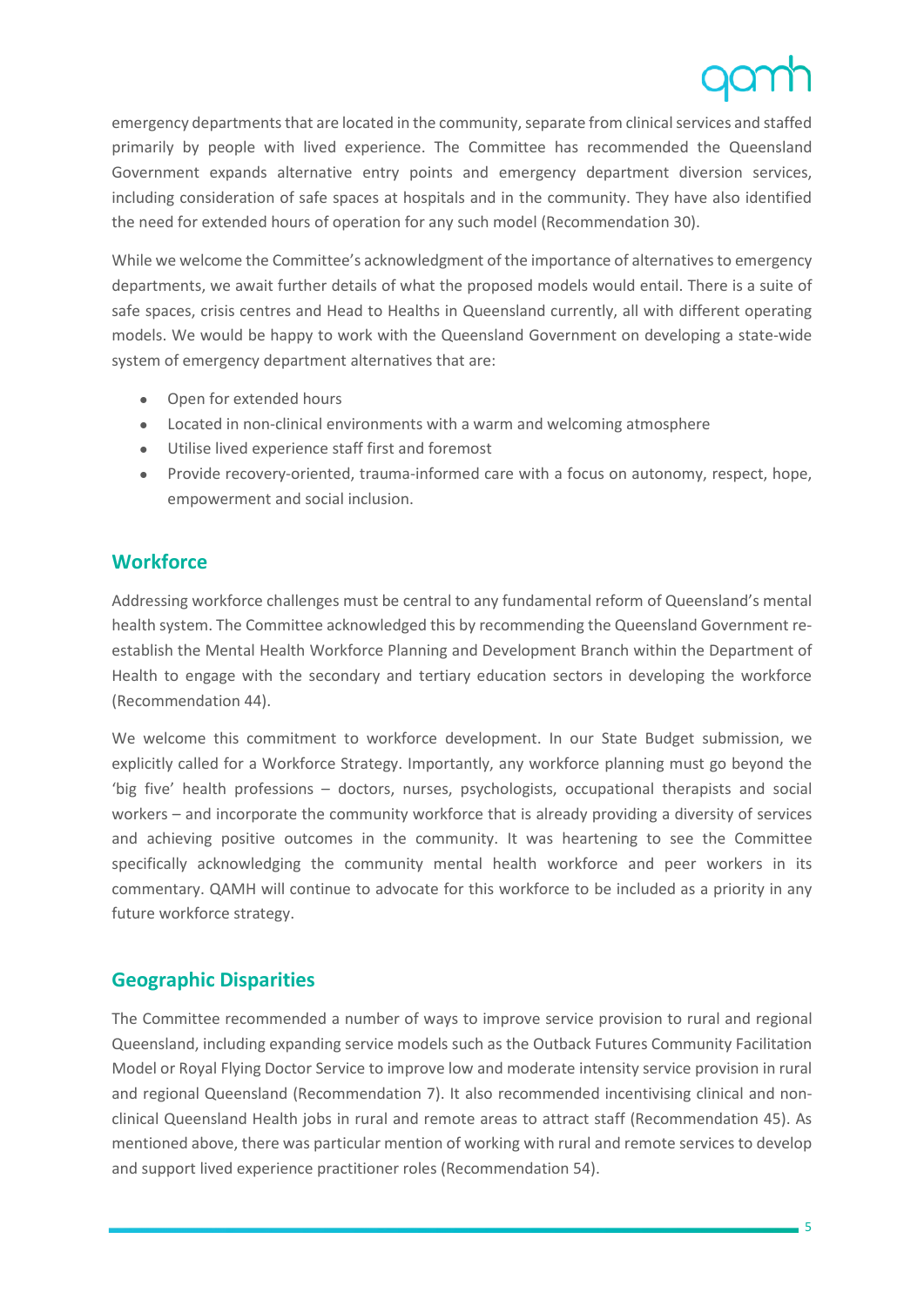emergency departments that are located in the community, separate from clinical services and staffed primarily by people with lived experience. The Committee has recommended the Queensland Government expands alternative entry points and emergency department diversion services, including consideration of safe spaces at hospitals and in the community. They have also identified the need for extended hours of operation for any such model (Recommendation 30).

While we welcome the Committee's acknowledgment of the importance of alternatives to emergency departments, we await further details of what the proposed models would entail. There is a suite of safe spaces, crisis centres and Head to Healths in Queensland currently, all with different operating models. We would be happy to work with the Queensland Government on developing a state-wide system of emergency department alternatives that are:

- Open for extended hours
- Located in non-clinical environments with a warm and welcoming atmosphere
- Utilise lived experience staff first and foremost
- Provide recovery-oriented, trauma-informed care with a focus on autonomy, respect, hope, empowerment and social inclusion.

## Workforce

Addressing workforce challenges must be central to any fundamental reform of Queensland's mental health system. The Committee acknowledged this by recommending the Queensland Government re-establish the Mental Health Workforce Planning and Development Branch within the Department of Health to engage with the secondary and tertiary education sectors in developing the workforce (Recommendation 44).

We welcome this commitment to workforce development. In our State Budget submission, we explicitly called for a Workforce Strategy. Importantly, any workforce planning must go beyond the 'big five' health professions – doctors, nurses, psychologists, occupational therapists and social workers – and incorporate the community workforce that is already providing a diversity of services and achieving positive outcomes in the community. It was heartening to see the Committee specifically acknowledging the community mental health workforce and peer workers in its commentary. QAMH will continue to advocate for this workforce to be included as a priority in any future workforce strategy.

## Geographic Disparities

The Committee recommended a number of ways to improve service provision to rural and regional Queensland, including expanding service models such as the Outback Futures Community Facilitation Model or Royal Flying Doctor Service to improve low and moderate intensity service provision in rural and regional Queensland (Recommendation 7). It also recommended incentivising clinical and non-clinical Queensland Health jobs in rural and remote areas to attract staff (Recommendation 45). As mentioned above, there was particular mention of working with rural and remote services to develop and support lived experience practitioner roles (Recommendation 54).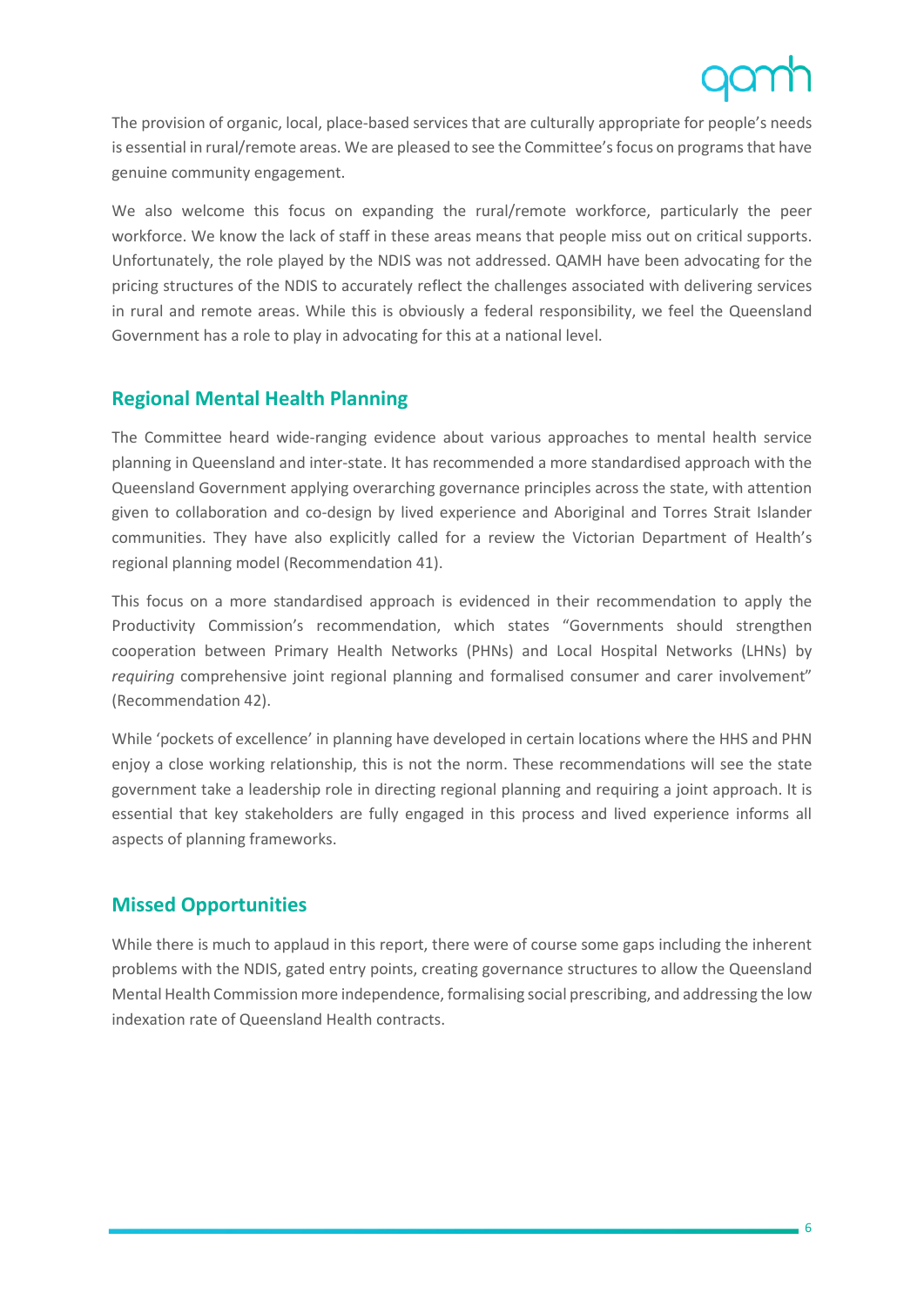The provision of organic, local, place-based services that are culturally appropriate for people's needs is essential in rural/remote areas. We are pleased to see the Committee's focus on programs that have genuine community engagement.

We also welcome this focus on expanding the rural/remote workforce, particularly the peer workforce. We know the lack of staff in these areas means that people miss out on critical supports. Unfortunately, the role played by the NDIS was not addressed. QAMH have been advocating for the pricing structures of the NDIS to accurately reflect the challenges associated with delivering services in rural and remote areas. While this is obviously a federal responsibility, we feel the Queensland Government has a role to play in advocating for this at a national level.

## Regional Mental Health Planning

The Committee heard wide-ranging evidence about various approaches to mental health service planning in Queensland and inter-state. It has recommended a more standardised approach with the Queensland Government applying overarching governance principles across the state, with attention given to collaboration and co-design by lived experience and Aboriginal and Torres Strait Islander communities. They have also explicitly called for a review the Victorian Department of Health's regional planning model (Recommendation 41).

This focus on a more standardised approach is evidenced in their recommendation to apply the Productivity Commission's recommendation, which states "Governments should strengthen cooperation between Primary Health Networks (PHNs) and Local Hospital Networks (LHNs) by *requiring* comprehensive joint regional planning and formalised consumer and carer involvement" (Recommendation 42).

While 'pockets of excellence' in planning have developed in certain locations where the HHS and PHN enjoy a close working relationship, this is not the norm. These recommendations will see the state government take a leadership role in directing regional planning and requiring a joint approach. It is essential that key stakeholders are fully engaged in this process and lived experience informs all aspects of planning frameworks.

## Missed Opportunities

While there is much to applaud in this report, there were of course some gaps including the inherent problems with the NDIS, gated entry points, creating governance structures to allow the Queensland Mental Health Commission more independence, formalising social prescribing, and addressing the low indexation rate of Queensland Health contracts.